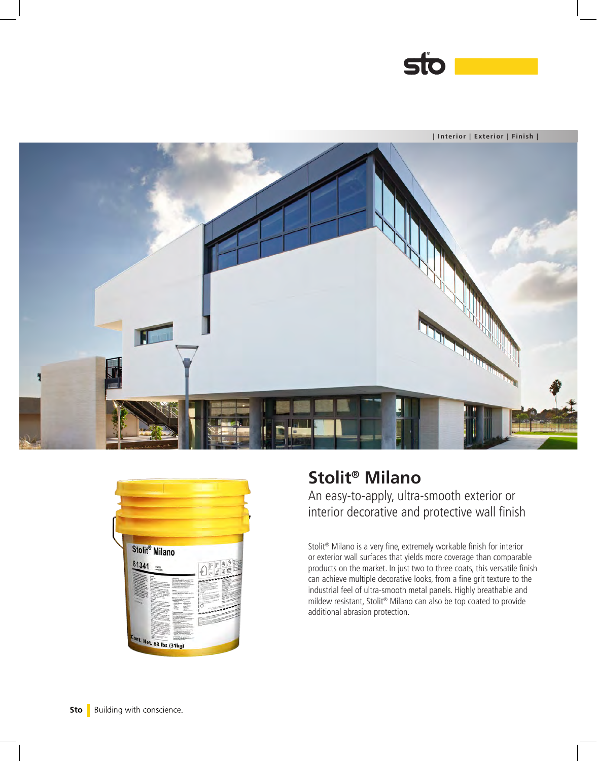| Interior | Exterior | Finish |

# Stolit® Milano

## An easy-to-apply, ultra-smooth exterior or interior decorative and protective wall finish

Stolit® Milano is a very fine, extremely workable finish for interior or exterior wall surfaces that yields more coverage than comparable products on the market. In just two to three coats, this versatile finish can achieve multiple decorative looks, from a fine grit texture to the industrial feel of ultra-smooth metal panels. Highly breathable and mildew resistant, Stolit® Milano can also be top coated to provide additional abrasion protection.

**Sto** | Building with conscience.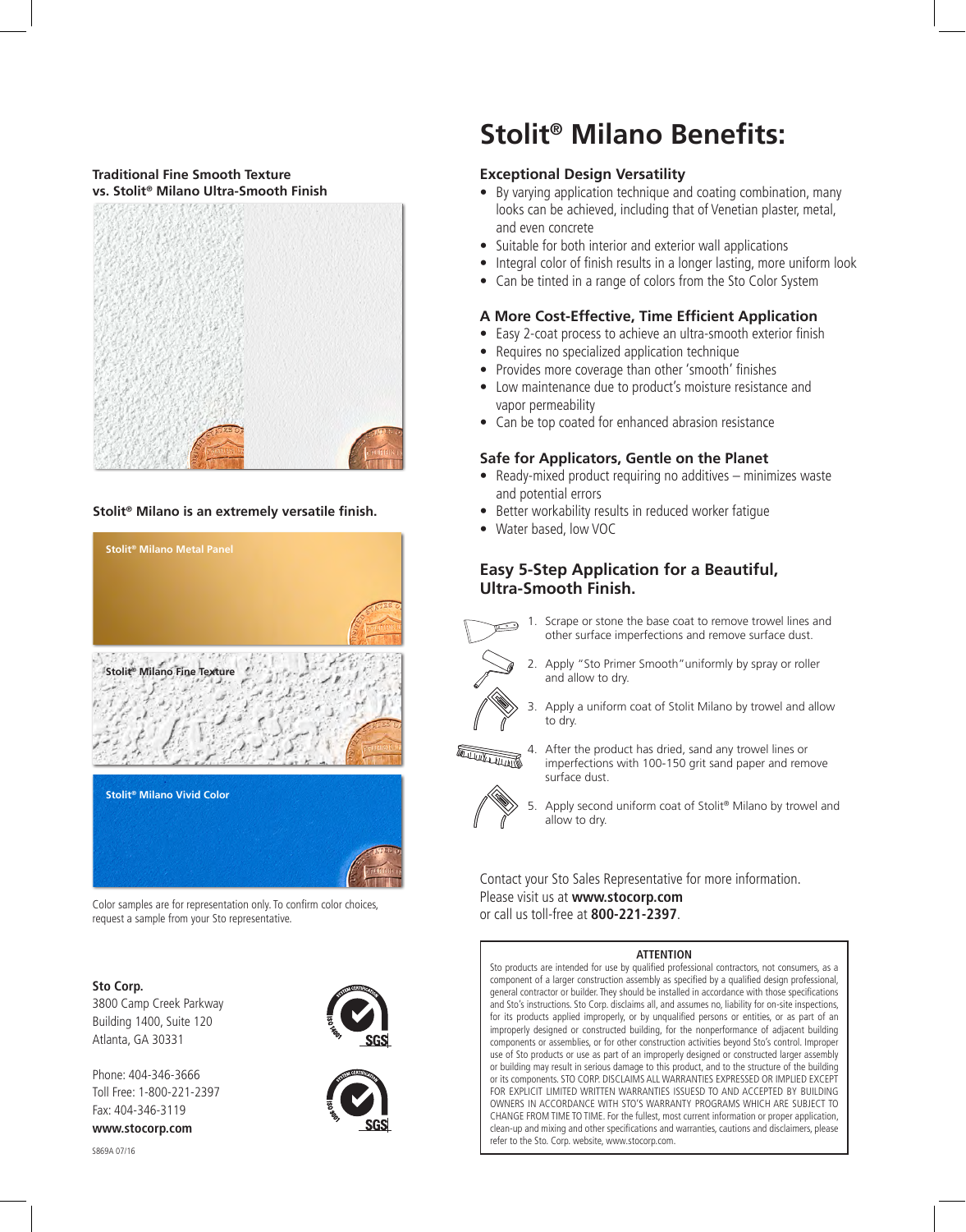**Traditional Fine Smooth Texture**
**vs. Stolit® Milano Ultra-Smooth Finish**

**Stolit® Milano is an extremely versatile finish.**

Stolit® Milano Metal Panel

Stolit® Milano Fine Texture

Stolit® Milano Vivid Color

Color samples are for representation only. To confirm color choices, request a sample from your Sto representative.

**Sto Corp.**
3800 Camp Creek Parkway
Building 1400, Suite 120
Atlanta, GA 30331

Phone: 404-346-3666
Toll Free: 1-800-221-2397
Fax: 404-346-3119
**www.stocorp.com**

S869A 07/16

# Stolit® Milano Benefits:

### Exceptional Design Versatility

- By varying application technique and coating combination, many looks can be achieved, including that of Venetian plaster, metal, and even concrete
- Suitable for both interior and exterior wall applications
- Integral color of finish results in a longer lasting, more uniform look
- Can be tinted in a range of colors from the Sto Color System

### A More Cost-Effective, Time Efficient Application

- Easy 2-coat process to achieve an ultra-smooth exterior finish
- Requires no specialized application technique
- Provides more coverage than other 'smooth' finishes
- Low maintenance due to product's moisture resistance and vapor permeability
- Can be top coated for enhanced abrasion resistance

### Safe for Applicators, Gentle on the Planet

- Ready-mixed product requiring no additives – minimizes waste and potential errors
- Better workability results in reduced worker fatigue
- Water based, low VOC

### Easy 5-Step Application for a Beautiful, Ultra-Smooth Finish.

1. Scrape or stone the base coat to remove trowel lines and other surface imperfections and remove surface dust.
2. Apply "Sto Primer Smooth" uniformly by spray or roller and allow to dry.
3. Apply a uniform coat of Stolit Milano by trowel and allow to dry.
4. After the product has dried, sand any trowel lines or imperfections with 100-150 grit sand paper and remove surface dust.
5. Apply second uniform coat of Stolit® Milano by trowel and allow to dry.

Contact your Sto Sales Representative for more information.
Please visit us at **www.stocorp.com**
or call us toll-free at **800-221-2397**.

**ATTENTION**

Sto products are intended for use by qualified professional contractors, not consumers, as a component of a larger construction assembly as specified by a qualified design professional, general contractor or builder. They should be installed in accordance with those specifications and Sto's instructions. Sto Corp. disclaims all, and assumes no, liability for on-site inspections, for its products applied improperly, or by unqualified persons or entities, or as part of an improperly designed or constructed building, for the nonperformance of adjacent building components or assemblies, or for other construction activities beyond Sto's control. Improper use of Sto products or use as part of an improperly designed or constructed larger assembly or building may result in serious damage to this product, and to the structure of the building or its components. STO CORP. DISCLAIMS ALL WARRANTIES EXPRESSED OR IMPLIED EXCEPT FOR EXPLICIT LIMITED WRITTEN WARRANTIES ISSUESD TO AND ACCEPTED BY BUILDING OWNERS IN ACCORDANCE WITH STO'S WARRANTY PROGRAMS WHICH ARE SUBJECT TO CHANGE FROM TIME TO TIME. For the fullest, most current information or proper application, clean-up and mixing and other specifications and warranties, cautions and disclaimers, please refer to the Sto. Corp. website, www.stocorp.com.